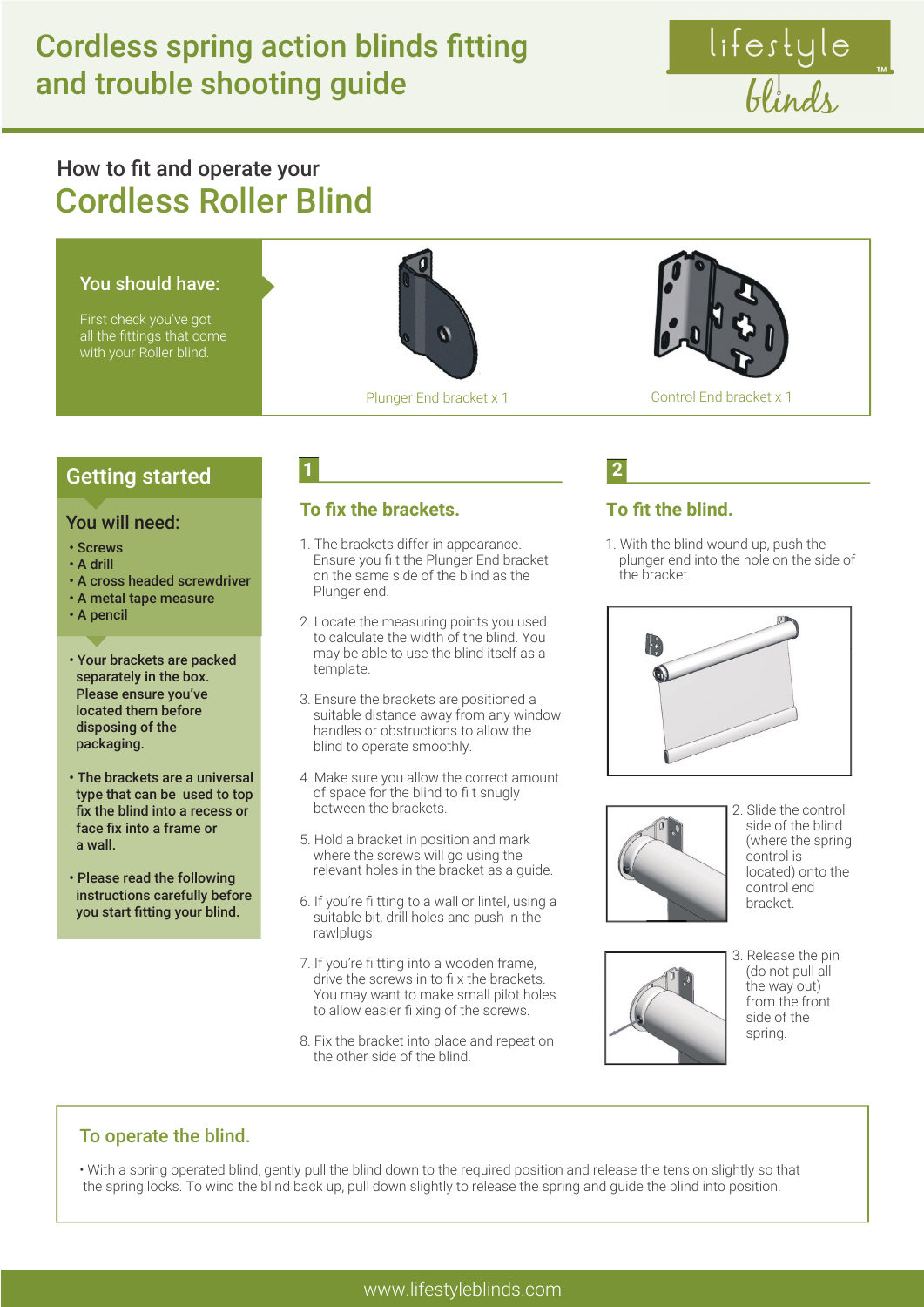# Cordless spring action blinds fitting and trouble shooting guide

lifestyle blinds™

How to fit and operate your

## Cordless Roller Blind

### You should have:

First check you've got all the fittings that come with your Roller blind.

Plunger End bracket x 1

Control End bracket x 1

### Getting started

**You will need:**

- **Screws**
- **A drill**
- **A cross headed screwdriver**
- **A metal tape measure**
- **A pencil**

- **Your brackets are packed separately in the box. Please ensure you've located them before disposing of the packaging.**
- **The brackets are a universal type that can be used to top fix the blind into a recess or face fix into a frame or a wall.**
- **Please read the following instructions carefully before you start fitting your blind.**

### 1 To fix the brackets.

1. The brackets differ in appearance. Ensure you fit the Plunger End bracket on the same side of the blind as the Plunger end.
2. Locate the measuring points you used to calculate the width of the blind. You may be able to use the blind itself as a template.
3. Ensure the brackets are positioned a suitable distance away from any window handles or obstructions to allow the blind to operate smoothly.
4. Make sure you allow the correct amount of space for the blind to fit snugly between the brackets.
5. Hold a bracket in position and mark where the screws will go using the relevant holes in the bracket as a guide.
6. If you're fitting to a wall or lintel, using a suitable bit, drill holes and push in the rawlplugs.
7. If you're fitting into a wooden frame, drive the screws in to fix the brackets. You may want to make small pilot holes to allow easier fixing of the screws.
8. Fix the bracket into place and repeat on the other side of the blind.

### 2 To fit the blind.

1. With the blind wound up, push the plunger end into the hole on the side of the bracket.
2. Slide the control side of the blind (where the spring control is located) onto the control end bracket.
3. Release the pin (do not pull all the way out) from the front side of the spring.

### To operate the blind.

- With a spring operated blind, gently pull the blind down to the required position and release the tension slightly so that the spring locks. To wind the blind back up, pull down slightly to release the spring and guide the blind into position.

www.lifestyleblinds.com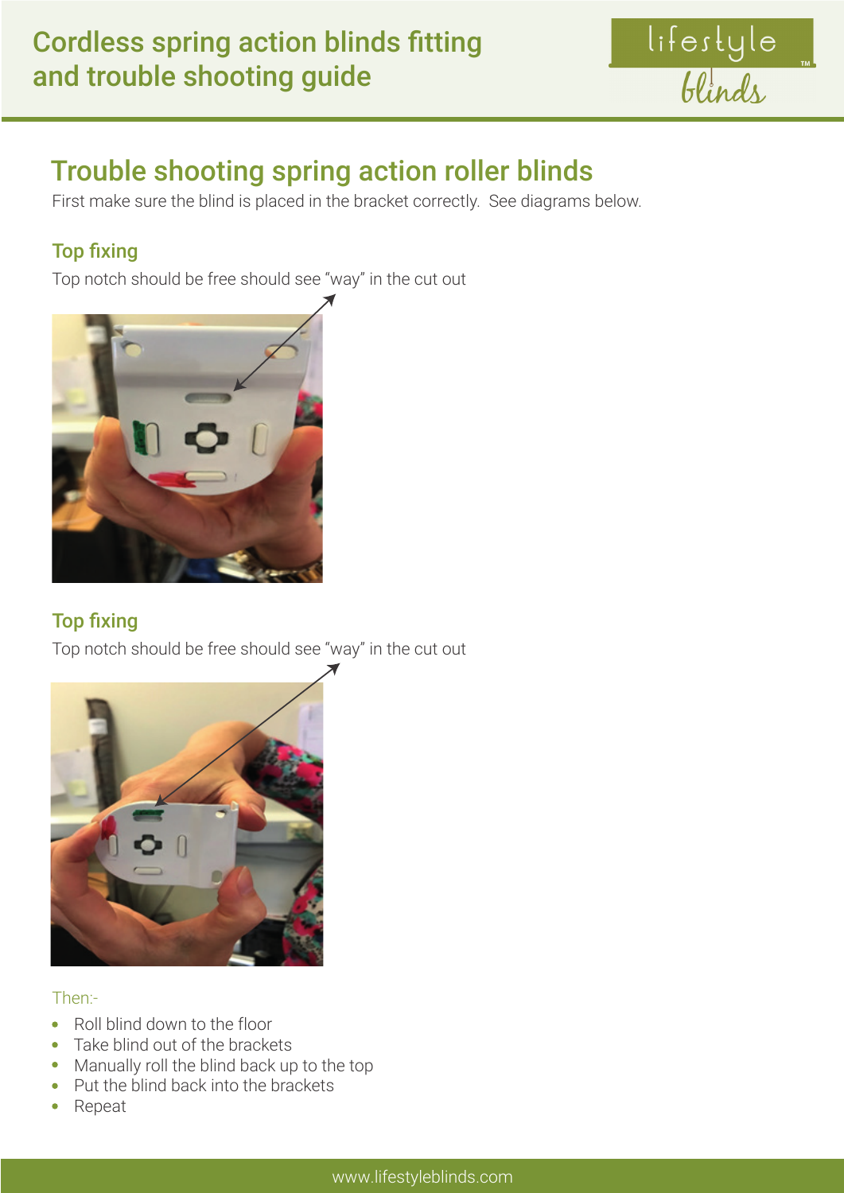## Trouble shooting spring action roller blinds

First make sure the blind is placed in the bracket correctly. See diagrams below.

### Top fixing

Top notch should be free should see "way" in the cut out

### Top fixing

Top notch should be free should see "way" in the cut out

Then:-

- Roll blind down to the floor
- Take blind out of the brackets
- Manually roll the blind back up to the top
- Put the blind back into the brackets
- Repeat